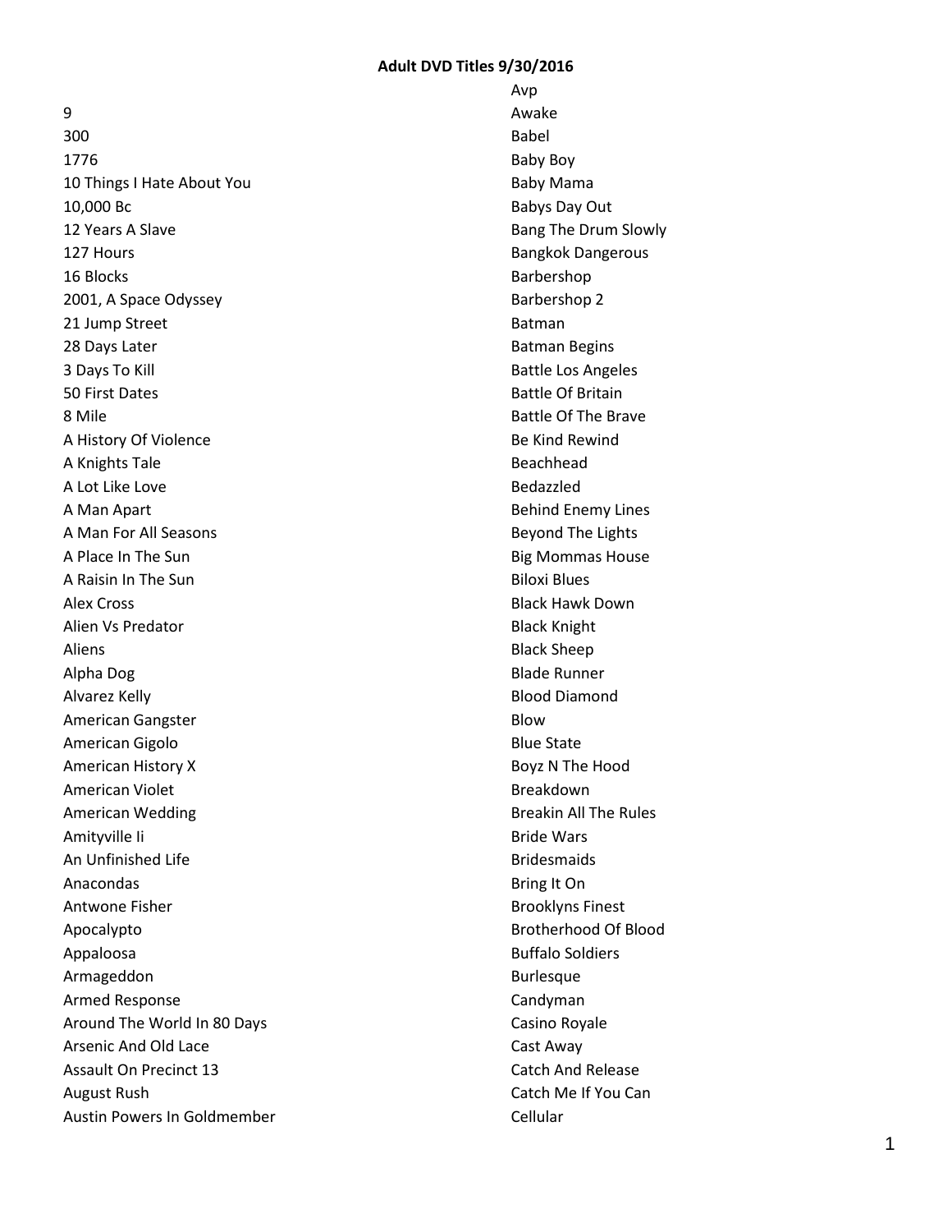**Adult DVD Titles 9/30/2016**

9
300
1776
10 Things I Hate About You
10,000 Bc
12 Years A Slave
127 Hours
16 Blocks
2001, A Space Odyssey
21 Jump Street
28 Days Later
3 Days To Kill
50 First Dates
8 Mile
A History Of Violence
A Knights Tale
A Lot Like Love
A Man Apart
A Man For All Seasons
A Place In The Sun
A Raisin In The Sun
Alex Cross
Alien Vs Predator
Aliens
Alpha Dog
Alvarez Kelly
American Gangster
American Gigolo
American History X
American Violet
American Wedding
Amityville Ii
An Unfinished Life
Anacondas
Antwone Fisher
Apocalypto
Appaloosa
Armageddon
Armed Response
Around The World In 80 Days
Arsenic And Old Lace
Assault On Precinct 13
August Rush
Austin Powers In Goldmember
Avp
Awake
Babel
Baby Boy
Baby Mama
Babys Day Out
Bang The Drum Slowly
Bangkok Dangerous
Barbershop
Barbershop 2
Batman
Batman Begins
Battle Los Angeles
Battle Of Britain
Battle Of The Brave
Be Kind Rewind
Beachhead
Bedazzled
Behind Enemy Lines
Beyond The Lights
Big Mommas House
Biloxi Blues
Black Hawk Down
Black Knight
Black Sheep
Blade Runner
Blood Diamond
Blow
Blue State
Boyz N The Hood
Breakdown
Breakin All The Rules
Bride Wars
Bridesmaids
Bring It On
Brooklyns Finest
Brotherhood Of Blood
Buffalo Soldiers
Burlesque
Candyman
Casino Royale
Cast Away
Catch And Release
Catch Me If You Can
Cellular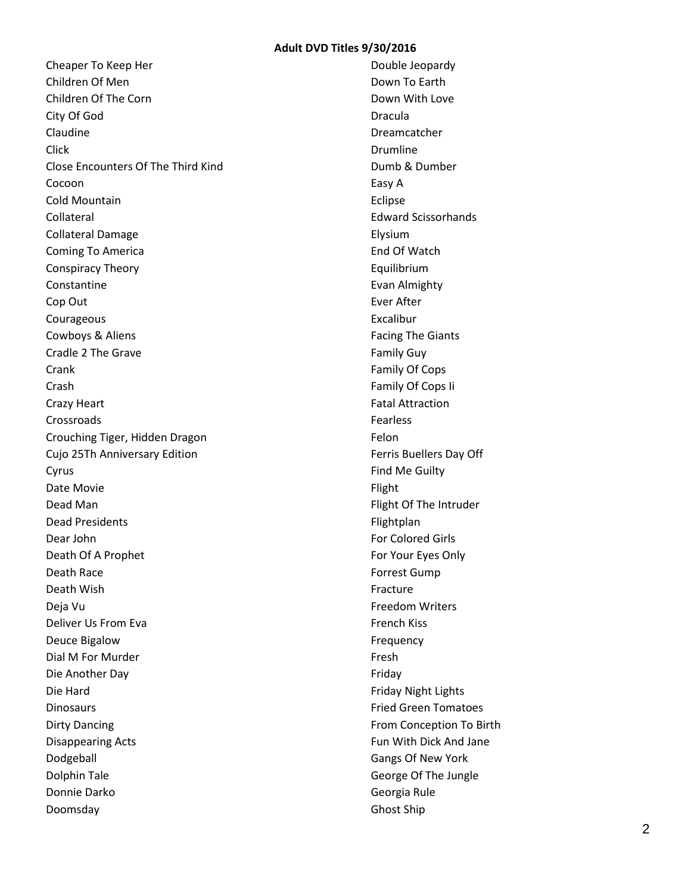**Adult DVD Titles 9/30/2016**

Cheaper To Keep Her
Children Of Men
Children Of The Corn
City Of God
Claudine
Click
Close Encounters Of The Third Kind
Cocoon
Cold Mountain
Collateral
Collateral Damage
Coming To America
Conspiracy Theory
Constantine
Cop Out
Courageous
Cowboys & Aliens
Cradle 2 The Grave
Crank
Crash
Crazy Heart
Crossroads
Crouching Tiger, Hidden Dragon
Cujo 25Th Anniversary Edition
Cyrus
Date Movie
Dead Man
Dead Presidents
Dear John
Death Of A Prophet
Death Race
Death Wish
Deja Vu
Deliver Us From Eva
Deuce Bigalow
Dial M For Murder
Die Another Day
Die Hard
Dinosaurs
Dirty Dancing
Disappearing Acts
Dodgeball
Dolphin Tale
Donnie Darko
Doomsday
Double Jeopardy
Down To Earth
Down With Love
Dracula
Dreamcatcher
Drumline
Dumb & Dumber
Easy A
Eclipse
Edward Scissorhands
Elysium
End Of Watch
Equilibrium
Evan Almighty
Ever After
Excalibur
Facing The Giants
Family Guy
Family Of Cops
Family Of Cops Ii
Fatal Attraction
Fearless
Felon
Ferris Buellers Day Off
Find Me Guilty
Flight
Flight Of The Intruder
Flightplan
For Colored Girls
For Your Eyes Only
Forrest Gump
Fracture
Freedom Writers
French Kiss
Frequency
Fresh
Friday
Friday Night Lights
Fried Green Tomatoes
From Conception To Birth
Fun With Dick And Jane
Gangs Of New York
George Of The Jungle
Georgia Rule
Ghost Ship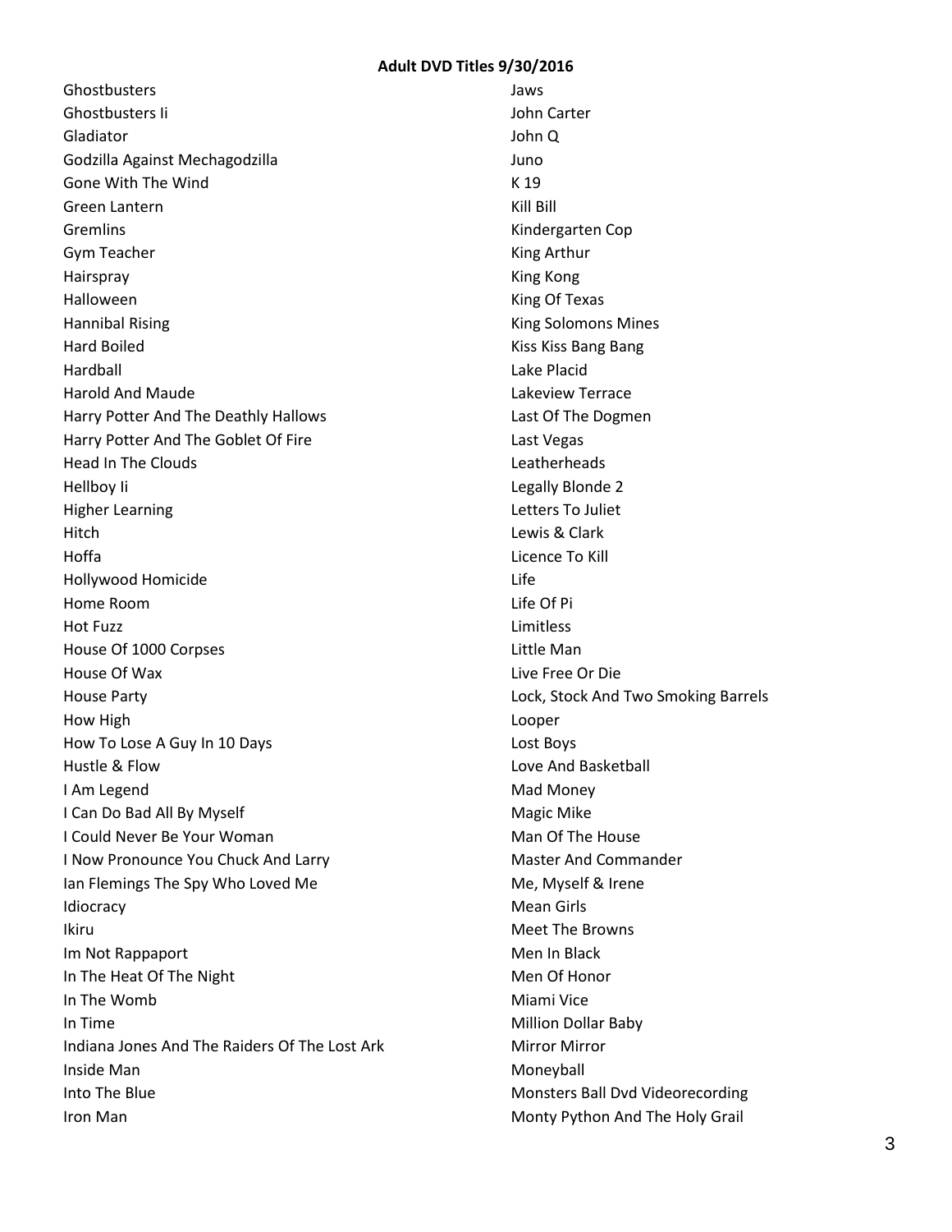**Adult DVD Titles 9/30/2016**

Ghostbusters
Ghostbusters Ii
Gladiator
Godzilla Against Mechagodzilla
Gone With The Wind
Green Lantern
Gremlins
Gym Teacher
Hairspray
Halloween
Hannibal Rising
Hard Boiled
Hardball
Harold And Maude
Harry Potter And The Deathly Hallows
Harry Potter And The Goblet Of Fire
Head In The Clouds
Hellboy Ii
Higher Learning
Hitch
Hoffa
Hollywood Homicide
Home Room
Hot Fuzz
House Of 1000 Corpses
House Of Wax
House Party
How High
How To Lose A Guy In 10 Days
Hustle & Flow
I Am Legend
I Can Do Bad All By Myself
I Could Never Be Your Woman
I Now Pronounce You Chuck And Larry
Ian Flemings The Spy Who Loved Me
Idiocracy
Ikiru
Im Not Rappaport
In The Heat Of The Night
In The Womb
In Time
Indiana Jones And The Raiders Of The Lost Ark
Inside Man
Into The Blue
Iron Man
Jaws
John Carter
John Q
Juno
K 19
Kill Bill
Kindergarten Cop
King Arthur
King Kong
King Of Texas
King Solomons Mines
Kiss Kiss Bang Bang
Lake Placid
Lakeview Terrace
Last Of The Dogmen
Last Vegas
Leatherheads
Legally Blonde 2
Letters To Juliet
Lewis & Clark
Licence To Kill
Life
Life Of Pi
Limitless
Little Man
Live Free Or Die
Lock, Stock And Two Smoking Barrels
Looper
Lost Boys
Love And Basketball
Mad Money
Magic Mike
Man Of The House
Master And Commander
Me, Myself & Irene
Mean Girls
Meet The Browns
Men In Black
Men Of Honor
Miami Vice
Million Dollar Baby
Mirror Mirror
Moneyball
Monsters Ball Dvd Videorecording
Monty Python And The Holy Grail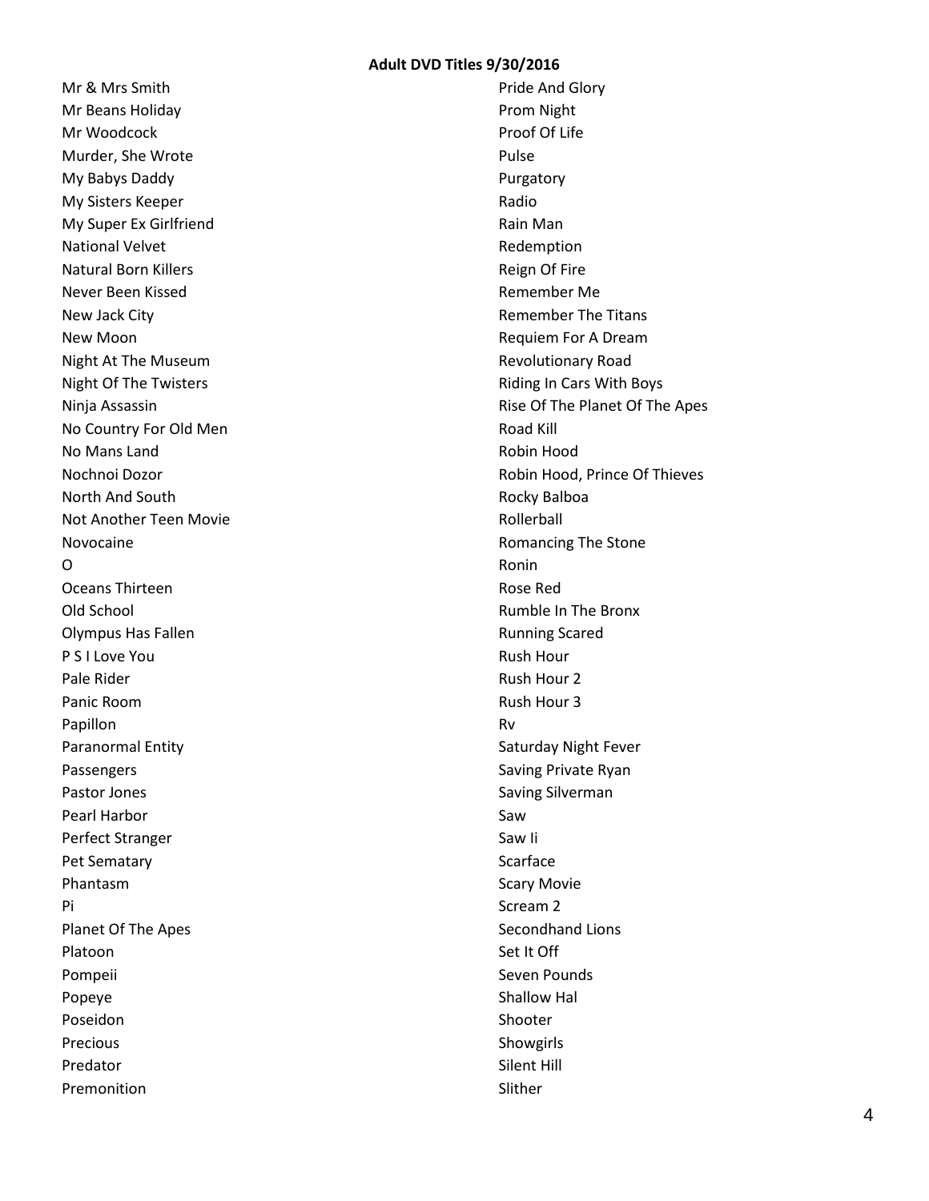**Adult DVD Titles 9/30/2016**

Mr & Mrs Smith
Mr Beans Holiday
Mr Woodcock
Murder, She Wrote
My Babys Daddy
My Sisters Keeper
My Super Ex Girlfriend
National Velvet
Natural Born Killers
Never Been Kissed
New Jack City
New Moon
Night At The Museum
Night Of The Twisters
Ninja Assassin
No Country For Old Men
No Mans Land
Nochnoi Dozor
North And South
Not Another Teen Movie
Novocaine
O
Oceans Thirteen
Old School
Olympus Has Fallen
P S I Love You
Pale Rider
Panic Room
Papillon
Paranormal Entity
Passengers
Pastor Jones
Pearl Harbor
Perfect Stranger
Pet Sematary
Phantasm
Pi
Planet Of The Apes
Platoon
Pompeii
Popeye
Poseidon
Precious
Predator
Premonition
Pride And Glory
Prom Night
Proof Of Life
Pulse
Purgatory
Radio
Rain Man
Redemption
Reign Of Fire
Remember Me
Remember The Titans
Requiem For A Dream
Revolutionary Road
Riding In Cars With Boys
Rise Of The Planet Of The Apes
Road Kill
Robin Hood
Robin Hood, Prince Of Thieves
Rocky Balboa
Rollerball
Romancing The Stone
Ronin
Rose Red
Rumble In The Bronx
Running Scared
Rush Hour
Rush Hour 2
Rush Hour 3
Rv
Saturday Night Fever
Saving Private Ryan
Saving Silverman
Saw
Saw Ii
Scarface
Scary Movie
Scream 2
Secondhand Lions
Set It Off
Seven Pounds
Shallow Hal
Shooter
Showgirls
Silent Hill
Slither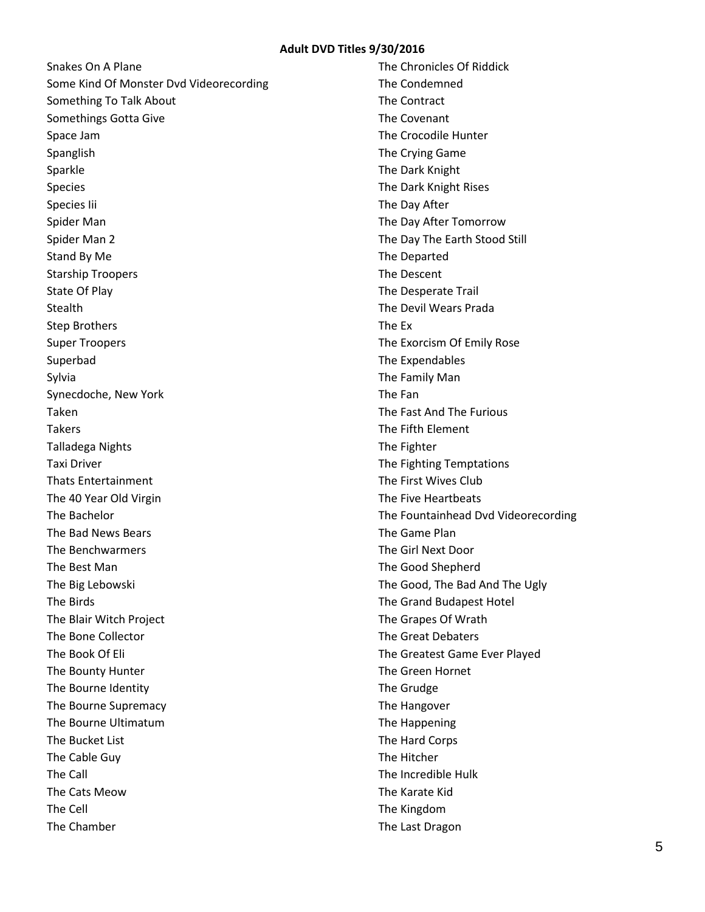**Adult DVD Titles 9/30/2016**

Snakes On A Plane
Some Kind Of Monster Dvd Videorecording
Something To Talk About
Somethings Gotta Give
Space Jam
Spanglish
Sparkle
Species
Species Iii
Spider Man
Spider Man 2
Stand By Me
Starship Troopers
State Of Play
Stealth
Step Brothers
Super Troopers
Superbad
Sylvia
Synecdoche, New York
Taken
Takers
Talladega Nights
Taxi Driver
Thats Entertainment
The 40 Year Old Virgin
The Bachelor
The Bad News Bears
The Benchwarmers
The Best Man
The Big Lebowski
The Birds
The Blair Witch Project
The Bone Collector
The Book Of Eli
The Bounty Hunter
The Bourne Identity
The Bourne Supremacy
The Bourne Ultimatum
The Bucket List
The Cable Guy
The Call
The Cats Meow
The Cell
The Chamber
The Chronicles Of Riddick
The Condemned
The Contract
The Covenant
The Crocodile Hunter
The Crying Game
The Dark Knight
The Dark Knight Rises
The Day After
The Day After Tomorrow
The Day The Earth Stood Still
The Departed
The Descent
The Desperate Trail
The Devil Wears Prada
The Ex
The Exorcism Of Emily Rose
The Expendables
The Family Man
The Fan
The Fast And The Furious
The Fifth Element
The Fighter
The Fighting Temptations
The First Wives Club
The Five Heartbeats
The Fountainhead Dvd Videorecording
The Game Plan
The Girl Next Door
The Good Shepherd
The Good, The Bad And The Ugly
The Grand Budapest Hotel
The Grapes Of Wrath
The Great Debaters
The Greatest Game Ever Played
The Green Hornet
The Grudge
The Hangover
The Happening
The Hard Corps
The Hitcher
The Incredible Hulk
The Karate Kid
The Kingdom
The Last Dragon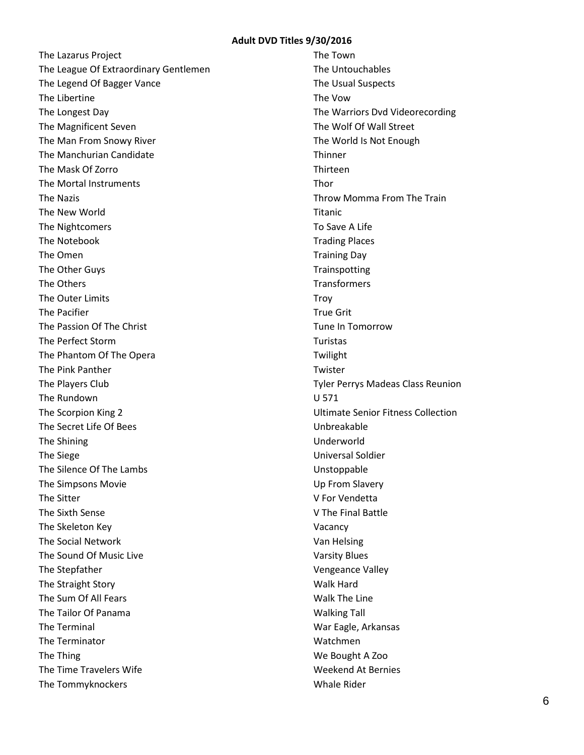**Adult DVD Titles 9/30/2016**

The Lazarus Project
The League Of Extraordinary Gentlemen
The Legend Of Bagger Vance
The Libertine
The Longest Day
The Magnificent Seven
The Man From Snowy River
The Manchurian Candidate
The Mask Of Zorro
The Mortal Instruments
The Nazis
The New World
The Nightcomers
The Notebook
The Omen
The Other Guys
The Others
The Outer Limits
The Pacifier
The Passion Of The Christ
The Perfect Storm
The Phantom Of The Opera
The Pink Panther
The Players Club
The Rundown
The Scorpion King 2
The Secret Life Of Bees
The Shining
The Siege
The Silence Of The Lambs
The Simpsons Movie
The Sitter
The Sixth Sense
The Skeleton Key
The Social Network
The Sound Of Music Live
The Stepfather
The Straight Story
The Sum Of All Fears
The Tailor Of Panama
The Terminal
The Terminator
The Thing
The Time Travelers Wife
The Tommyknockers
The Town
The Untouchables
The Usual Suspects
The Vow
The Warriors Dvd Videorecording
The Wolf Of Wall Street
The World Is Not Enough
Thinner
Thirteen
Thor
Throw Momma From The Train
Titanic
To Save A Life
Trading Places
Training Day
Trainspotting
Transformers
Troy
True Grit
Tune In Tomorrow
Turistas
Twilight
Twister
Tyler Perrys Madeas Class Reunion
U 571
Ultimate Senior Fitness Collection
Unbreakable
Underworld
Universal Soldier
Unstoppable
Up From Slavery
V For Vendetta
V The Final Battle
Vacancy
Van Helsing
Varsity Blues
Vengeance Valley
Walk Hard
Walk The Line
Walking Tall
War Eagle, Arkansas
Watchmen
We Bought A Zoo
Weekend At Bernies
Whale Rider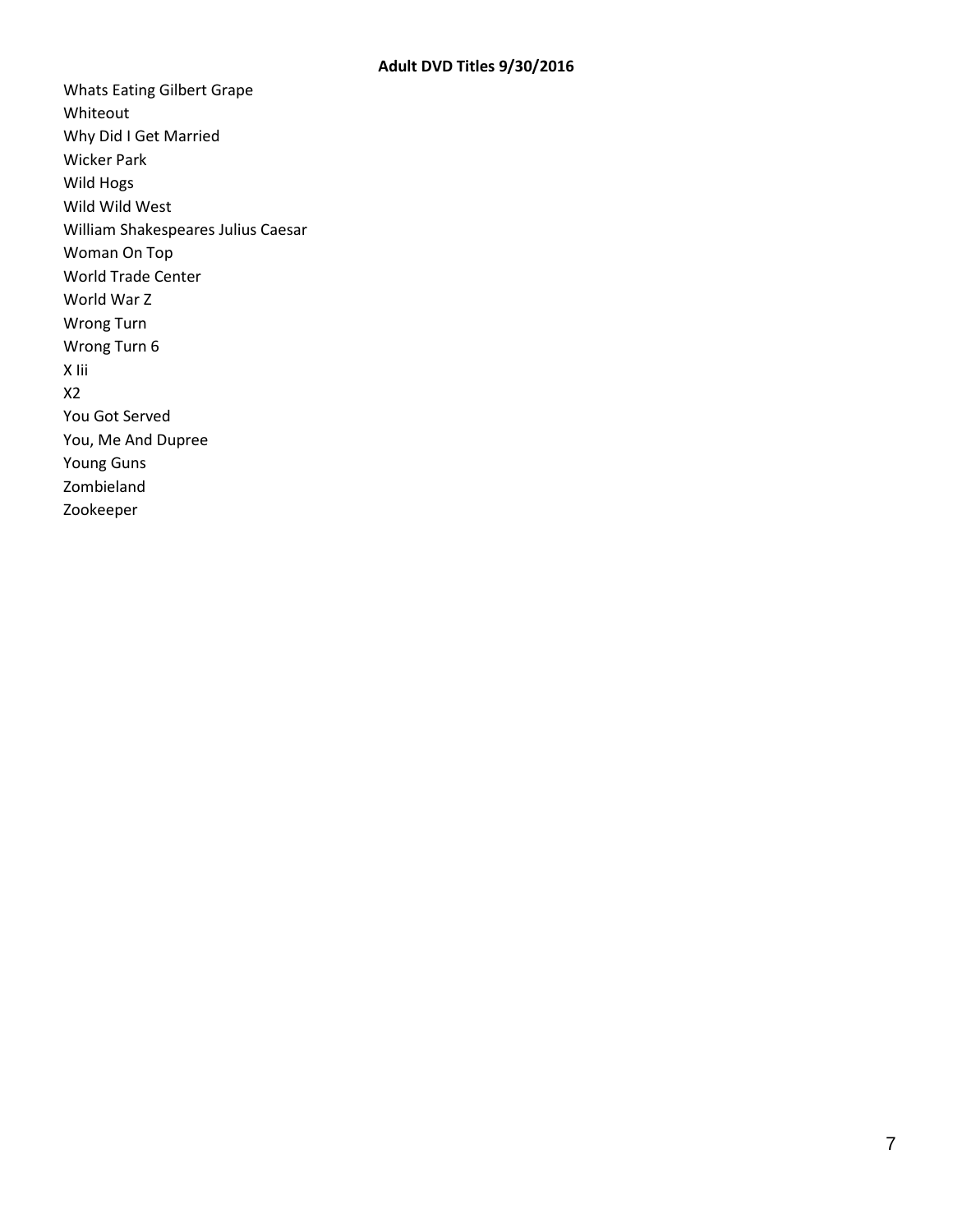**Adult DVD Titles 9/30/2016**

Whats Eating Gilbert Grape
Whiteout
Why Did I Get Married
Wicker Park
Wild Hogs
Wild Wild West
William Shakespeares Julius Caesar
Woman On Top
World Trade Center
World War Z
Wrong Turn
Wrong Turn 6
X Iii
X2
You Got Served
You, Me And Dupree
Young Guns
Zombieland
Zookeeper